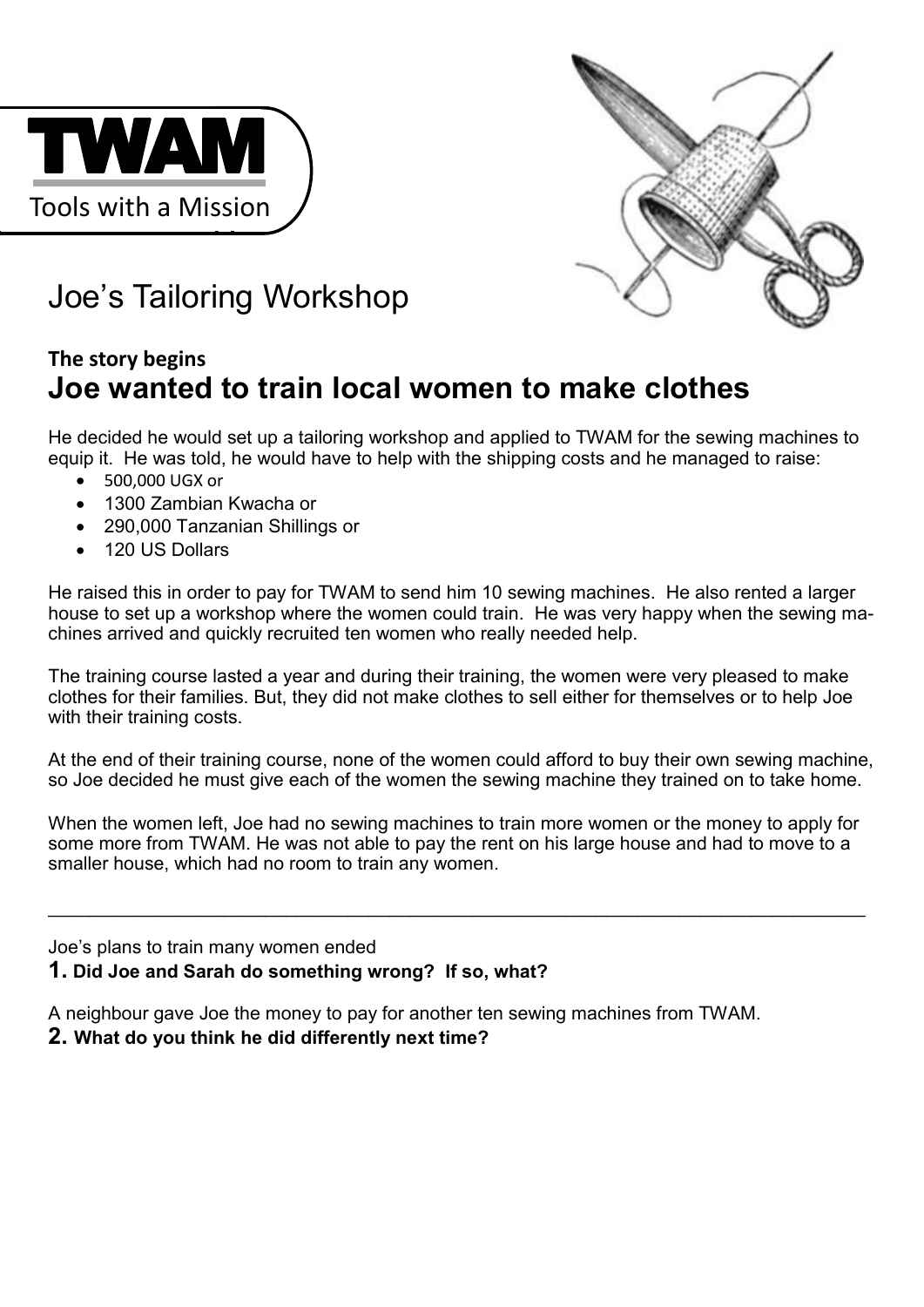TWAM

Tools with a Mission

# Joe's Tailoring Workshop

**The story begins**

## Joe wanted to train local women to make clothes

He decided he would set up a tailoring workshop and applied to TWAM for the sewing machines to equip it. He was told, he would have to help with the shipping costs and he managed to raise:

- 500,000 UGX or
- 1300 Zambian Kwacha or
- 290,000 Tanzanian Shillings or
- 120 US Dollars

He raised this in order to pay for TWAM to send him 10 sewing machines. He also rented a larger house to set up a workshop where the women could train. He was very happy when the sewing machines arrived and quickly recruited ten women who really needed help.

The training course lasted a year and during their training, the women were very pleased to make clothes for their families. But, they did not make clothes to sell either for themselves or to help Joe with their training costs.

At the end of their training course, none of the women could afford to buy their own sewing machine, so Joe decided he must give each of the women the sewing machine they trained on to take home.

When the women left, Joe had no sewing machines to train more women or the money to apply for some more from TWAM. He was not able to pay the rent on his large house and had to move to a smaller house, which had no room to train any women.

---

Joe's plans to train many women ended

**1. Did Joe and Sarah do something wrong? If so, what?**

A neighbour gave Joe the money to pay for another ten sewing machines from TWAM.

**2. What do you think he did differently next time?**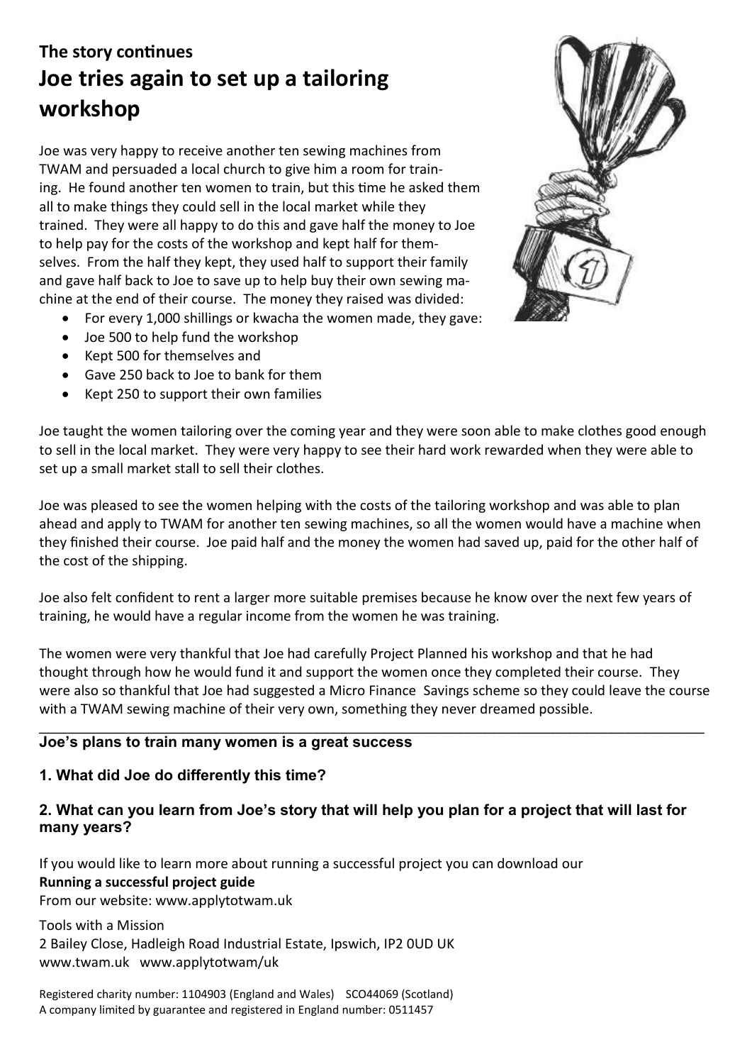The story continues

# Joe tries again to set up a tailoring workshop

Joe was very happy to receive another ten sewing machines from TWAM and persuaded a local church to give him a room for training. He found another ten women to train, but this time he asked them all to make things they could sell in the local market while they trained. They were all happy to do this and gave half the money to Joe to help pay for the costs of the workshop and kept half for themselves. From the half they kept, they used half to support their family and gave half back to Joe to save up to help buy their own sewing machine at the end of their course. The money they raised was divided:

- For every 1,000 shillings or kwacha the women made, they gave:
- Joe 500 to help fund the workshop
- Kept 500 for themselves and
- Gave 250 back to Joe to bank for them
- Kept 250 to support their own families

Joe taught the women tailoring over the coming year and they were soon able to make clothes good enough to sell in the local market. They were very happy to see their hard work rewarded when they were able to set up a small market stall to sell their clothes.

Joe was pleased to see the women helping with the costs of the tailoring workshop and was able to plan ahead and apply to TWAM for another ten sewing machines, so all the women would have a machine when they finished their course. Joe paid half and the money the women had saved up, paid for the other half of the cost of the shipping.

Joe also felt confident to rent a larger more suitable premises because he know over the next few years of training, he would have a regular income from the women he was training.

The women were very thankful that Joe had carefully Project Planned his workshop and that he had thought through how he would fund it and support the women once they completed their course. They were also so thankful that Joe had suggested a Micro Finance Savings scheme so they could leave the course with a TWAM sewing machine of their very own, something they never dreamed possible.

---

**Joe's plans to train many women is a great success**

**1. What did Joe do differently this time?**

**2. What can you learn from Joe's story that will help you plan for a project that will last for many years?**

If you would like to learn more about running a successful project you can download our
**Running a successful project guide**
From our website: www.applytotwam.uk

Tools with a Mission
2 Bailey Close, Hadleigh Road Industrial Estate, Ipswich, IP2 0UD UK
www.twam.uk www.applytotwam/uk

Registered charity number: 1104903 (England and Wales) SCO44069 (Scotland)
A company limited by guarantee and registered in England number: 0511457